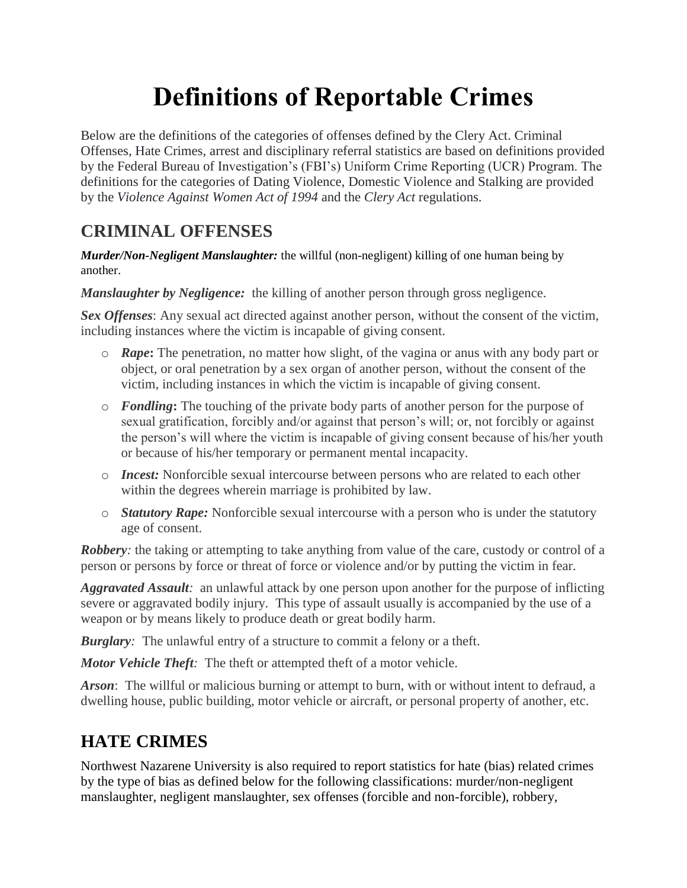# Definitions of Reportable Crimes

Below are the definitions of the categories of offenses defined by the Clery Act. Criminal Offenses, Hate Crimes, arrest and disciplinary referral statistics are based on definitions provided by the Federal Bureau of Investigation's (FBI's) Uniform Crime Reporting (UCR) Program. The definitions for the categories of Dating Violence, Domestic Violence and Stalking are provided by the *Violence Against Women Act of 1994* and the *Clery Act* regulations.

## CRIMINAL OFFENSES

***Murder/Non-Negligent Manslaughter:*** the willful (non-negligent) killing of one human being by another.

***Manslaughter by Negligence:*** the killing of another person through gross negligence.

***Sex Offenses***: Any sexual act directed against another person, without the consent of the victim, including instances where the victim is incapable of giving consent.

- ***Rape*****:** The penetration, no matter how slight, of the vagina or anus with any body part or object, or oral penetration by a sex organ of another person, without the consent of the victim, including instances in which the victim is incapable of giving consent.
- ***Fondling*****:** The touching of the private body parts of another person for the purpose of sexual gratification, forcibly and/or against that person's will; or, not forcibly or against the person's will where the victim is incapable of giving consent because of his/her youth or because of his/her temporary or permanent mental incapacity.
- ***Incest:*** Nonforcible sexual intercourse between persons who are related to each other within the degrees wherein marriage is prohibited by law.
- ***Statutory Rape:*** Nonforcible sexual intercourse with a person who is under the statutory age of consent.

***Robbery****:* the taking or attempting to take anything from value of the care, custody or control of a person or persons by force or threat of force or violence and/or by putting the victim in fear.

***Aggravated Assault****:* an unlawful attack by one person upon another for the purpose of inflicting severe or aggravated bodily injury. This type of assault usually is accompanied by the use of a weapon or by means likely to produce death or great bodily harm.

***Burglary****:* The unlawful entry of a structure to commit a felony or a theft.

***Motor Vehicle Theft****:* The theft or attempted theft of a motor vehicle.

***Arson***: The willful or malicious burning or attempt to burn, with or without intent to defraud, a dwelling house, public building, motor vehicle or aircraft, or personal property of another, etc.

## HATE CRIMES

Northwest Nazarene University is also required to report statistics for hate (bias) related crimes by the type of bias as defined below for the following classifications: murder/non-negligent manslaughter, negligent manslaughter, sex offenses (forcible and non-forcible), robbery,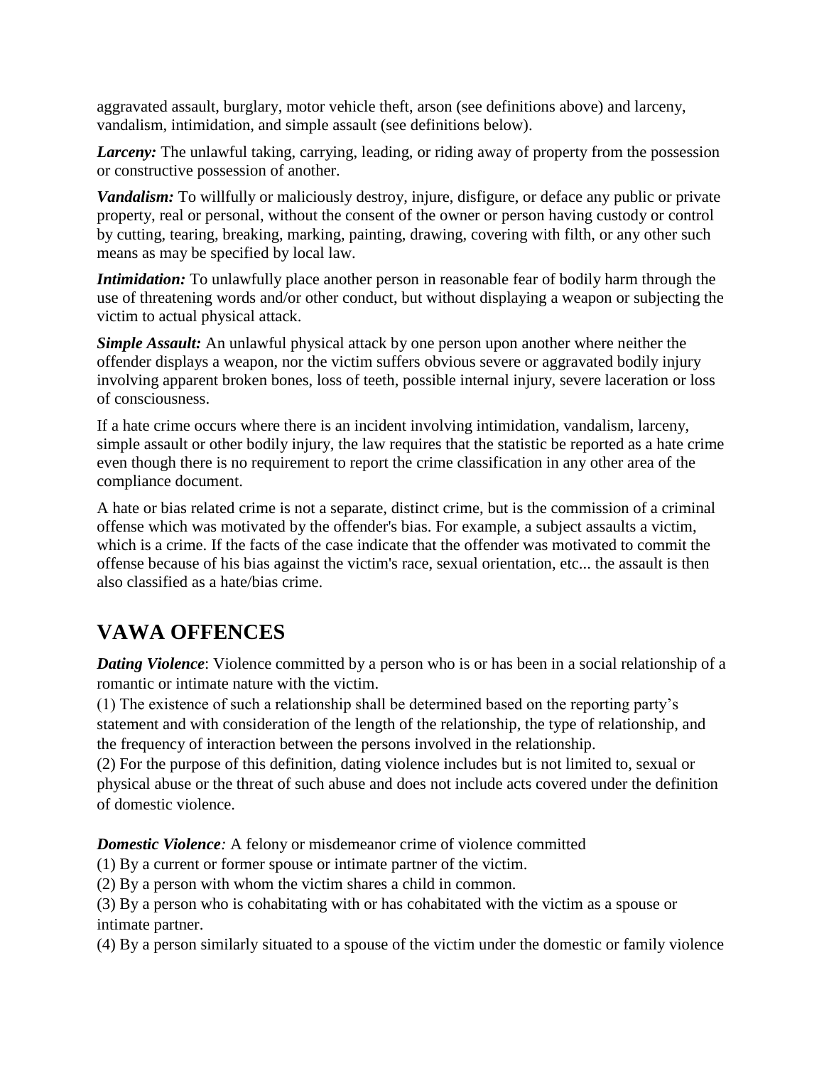aggravated assault, burglary, motor vehicle theft, arson (see definitions above) and larceny, vandalism, intimidation, and simple assault (see definitions below).

***Larceny:*** The unlawful taking, carrying, leading, or riding away of property from the possession or constructive possession of another.

***Vandalism:*** To willfully or maliciously destroy, injure, disfigure, or deface any public or private property, real or personal, without the consent of the owner or person having custody or control by cutting, tearing, breaking, marking, painting, drawing, covering with filth, or any other such means as may be specified by local law.

***Intimidation:*** To unlawfully place another person in reasonable fear of bodily harm through the use of threatening words and/or other conduct, but without displaying a weapon or subjecting the victim to actual physical attack.

***Simple Assault:*** An unlawful physical attack by one person upon another where neither the offender displays a weapon, nor the victim suffers obvious severe or aggravated bodily injury involving apparent broken bones, loss of teeth, possible internal injury, severe laceration or loss of consciousness.

If a hate crime occurs where there is an incident involving intimidation, vandalism, larceny, simple assault or other bodily injury, the law requires that the statistic be reported as a hate crime even though there is no requirement to report the crime classification in any other area of the compliance document.

A hate or bias related crime is not a separate, distinct crime, but is the commission of a criminal offense which was motivated by the offender's bias. For example, a subject assaults a victim, which is a crime. If the facts of the case indicate that the offender was motivated to commit the offense because of his bias against the victim's race, sexual orientation, etc... the assault is then also classified as a hate/bias crime.

## VAWA OFFENCES

***Dating Violence***: Violence committed by a person who is or has been in a social relationship of a romantic or intimate nature with the victim.
(1) The existence of such a relationship shall be determined based on the reporting party's statement and with consideration of the length of the relationship, the type of relationship, and the frequency of interaction between the persons involved in the relationship.
(2) For the purpose of this definition, dating violence includes but is not limited to, sexual or physical abuse or the threat of such abuse and does not include acts covered under the definition of domestic violence.

***Domestic Violence:*** A felony or misdemeanor crime of violence committed
(1) By a current or former spouse or intimate partner of the victim.
(2) By a person with whom the victim shares a child in common.
(3) By a person who is cohabitating with or has cohabitated with the victim as a spouse or intimate partner.
(4) By a person similarly situated to a spouse of the victim under the domestic or family violence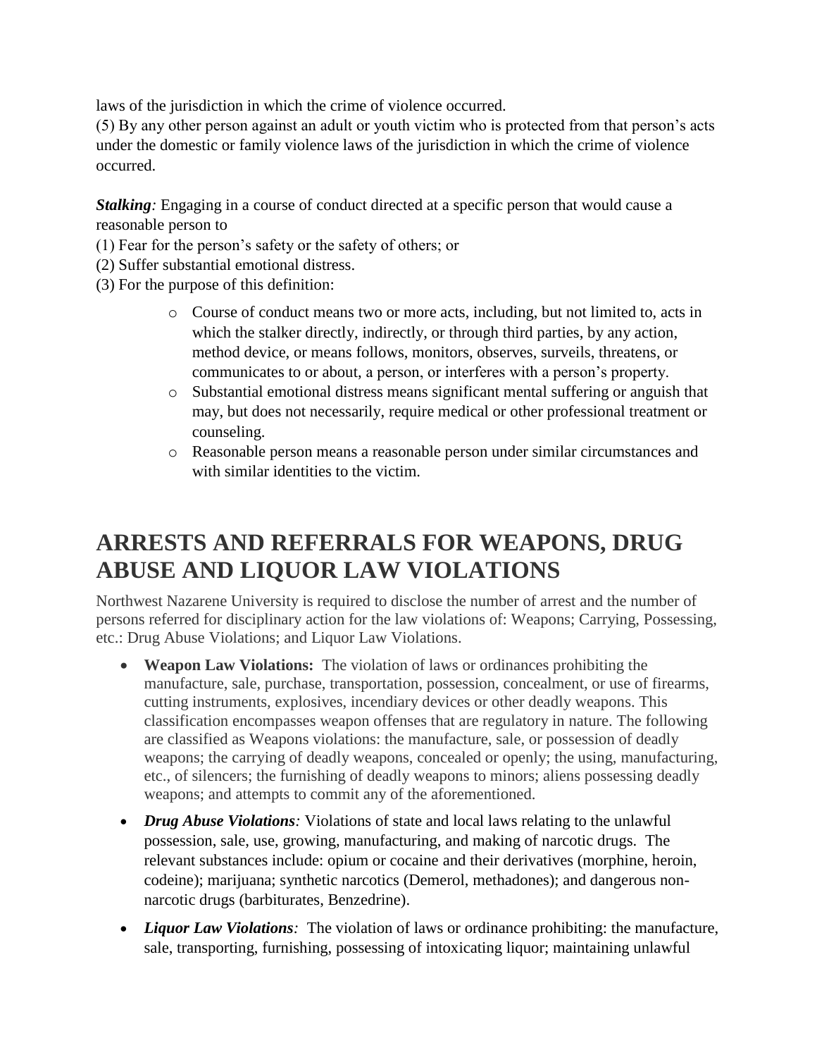laws of the jurisdiction in which the crime of violence occurred.
(5) By any other person against an adult or youth victim who is protected from that person's acts under the domestic or family violence laws of the jurisdiction in which the crime of violence occurred.

***Stalking**:* Engaging in a course of conduct directed at a specific person that would cause a reasonable person to
(1) Fear for the person's safety or the safety of others; or
(2) Suffer substantial emotional distress.
(3) For the purpose of this definition:

- Course of conduct means two or more acts, including, but not limited to, acts in which the stalker directly, indirectly, or through third parties, by any action, method device, or means follows, monitors, observes, surveils, threatens, or communicates to or about, a person, or interferes with a person's property.
- Substantial emotional distress means significant mental suffering or anguish that may, but does not necessarily, require medical or other professional treatment or counseling.
- Reasonable person means a reasonable person under similar circumstances and with similar identities to the victim.

# ARRESTS AND REFERRALS FOR WEAPONS, DRUG ABUSE AND LIQUOR LAW VIOLATIONS

Northwest Nazarene University is required to disclose the number of arrest and the number of persons referred for disciplinary action for the law violations of: Weapons; Carrying, Possessing, etc.: Drug Abuse Violations; and Liquor Law Violations.

- **Weapon Law Violations:** The violation of laws or ordinances prohibiting the manufacture, sale, purchase, transportation, possession, concealment, or use of firearms, cutting instruments, explosives, incendiary devices or other deadly weapons. This classification encompasses weapon offenses that are regulatory in nature. The following are classified as Weapons violations: the manufacture, sale, or possession of deadly weapons; the carrying of deadly weapons, concealed or openly; the using, manufacturing, etc., of silencers; the furnishing of deadly weapons to minors; aliens possessing deadly weapons; and attempts to commit any of the aforementioned.
- ***Drug Abuse Violations**:* Violations of state and local laws relating to the unlawful possession, sale, use, growing, manufacturing, and making of narcotic drugs. The relevant substances include: opium or cocaine and their derivatives (morphine, heroin, codeine); marijuana; synthetic narcotics (Demerol, methadones); and dangerous non-narcotic drugs (barbiturates, Benzedrine).
- ***Liquor Law Violations**:* The violation of laws or ordinance prohibiting: the manufacture, sale, transporting, furnishing, possessing of intoxicating liquor; maintaining unlawful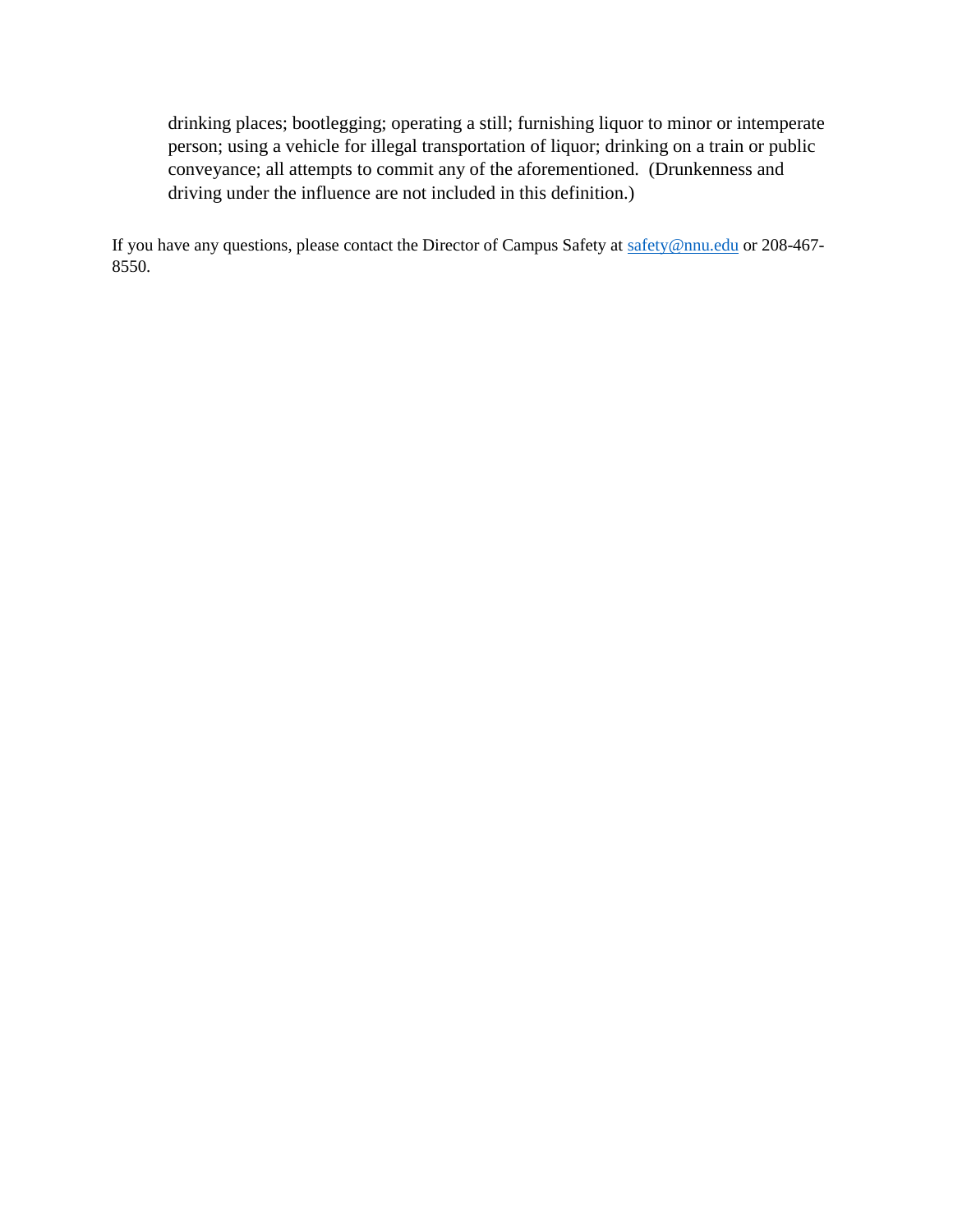drinking places; bootlegging; operating a still; furnishing liquor to minor or intemperate person; using a vehicle for illegal transportation of liquor; drinking on a train or public conveyance; all attempts to commit any of the aforementioned. (Drunkenness and driving under the influence are not included in this definition.)

If you have any questions, please contact the Director of Campus Safety at [safety@nnu.edu](mailto:safety@nnu.edu) or 208-467-8550.